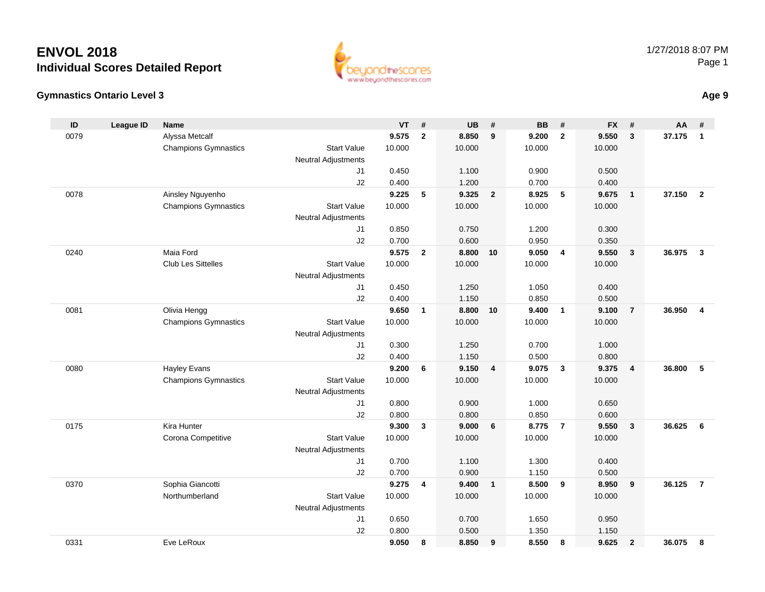# ENVOL 2018

## Individual Scores Detailed Report

1/27/2018 8:07 PM

### Gymnastics Ontario Level 3

**Age 9**

| ID | League ID | Name | | VT | # | UB | # | BB | # | FX | # | AA | # |
|---|---|---|---|---|---|---|---|---|---|---|---|---|---|
| 0079 | | Alyssa Metcalf | | **9.575** | **2** | **8.850** | **9** | **9.200** | **2** | **9.550** | **3** | **37.175** | **1** |
| | | Champions Gymnastics | Start Value | 10.000 | | 10.000 | | 10.000 | | 10.000 | | | |
| | | | Neutral Adjustments | | | | | | | | | | |
| | | | J1 | 0.450 | | 1.100 | | 0.900 | | 0.500 | | | |
| | | | J2 | 0.400 | | 1.200 | | 0.700 | | 0.400 | | | |
| 0078 | | Ainsley Nguyenho | | **9.225** | **5** | **9.325** | **2** | **8.925** | **5** | **9.675** | **1** | **37.150** | **2** |
| | | Champions Gymnastics | Start Value | 10.000 | | 10.000 | | 10.000 | | 10.000 | | | |
| | | | Neutral Adjustments | | | | | | | | | | |
| | | | J1 | 0.850 | | 0.750 | | 1.200 | | 0.300 | | | |
| | | | J2 | 0.700 | | 0.600 | | 0.950 | | 0.350 | | | |
| 0240 | | Maia Ford | | **9.575** | **2** | **8.800** | **10** | **9.050** | **4** | **9.550** | **3** | **36.975** | **3** |
| | | Club Les Sittelles | Start Value | 10.000 | | 10.000 | | 10.000 | | 10.000 | | | |
| | | | Neutral Adjustments | | | | | | | | | | |
| | | | J1 | 0.450 | | 1.250 | | 1.050 | | 0.400 | | | |
| | | | J2 | 0.400 | | 1.150 | | 0.850 | | 0.500 | | | |
| 0081 | | Olivia Hengg | | **9.650** | **1** | **8.800** | **10** | **9.400** | **1** | **9.100** | **7** | **36.950** | **4** |
| | | Champions Gymnastics | Start Value | 10.000 | | 10.000 | | 10.000 | | 10.000 | | | |
| | | | Neutral Adjustments | | | | | | | | | | |
| | | | J1 | 0.300 | | 1.250 | | 0.700 | | 1.000 | | | |
| | | | J2 | 0.400 | | 1.150 | | 0.500 | | 0.800 | | | |
| 0080 | | Hayley Evans | | **9.200** | **6** | **9.150** | **4** | **9.075** | **3** | **9.375** | **4** | **36.800** | **5** |
| | | Champions Gymnastics | Start Value | 10.000 | | 10.000 | | 10.000 | | 10.000 | | | |
| | | | Neutral Adjustments | | | | | | | | | | |
| | | | J1 | 0.800 | | 0.900 | | 1.000 | | 0.650 | | | |
| | | | J2 | 0.800 | | 0.800 | | 0.850 | | 0.600 | | | |
| 0175 | | Kira Hunter | | **9.300** | **3** | **9.000** | **6** | **8.775** | **7** | **9.550** | **3** | **36.625** | **6** |
| | | Corona Competitive | Start Value | 10.000 | | 10.000 | | 10.000 | | 10.000 | | | |
| | | | Neutral Adjustments | | | | | | | | | | |
| | | | J1 | 0.700 | | 1.100 | | 1.300 | | 0.400 | | | |
| | | | J2 | 0.700 | | 0.900 | | 1.150 | | 0.500 | | | |
| 0370 | | Sophia Giancotti | | **9.275** | **4** | **9.400** | **1** | **8.500** | **9** | **8.950** | **9** | **36.125** | **7** |
| | | Northumberland | Start Value | 10.000 | | 10.000 | | 10.000 | | 10.000 | | | |
| | | | Neutral Adjustments | | | | | | | | | | |
| | | | J1 | 0.650 | | 0.700 | | 1.650 | | 0.950 | | | |
| | | | J2 | 0.800 | | 0.500 | | 1.350 | | 1.150 | | | |
| 0331 | | Eve LeRoux | | **9.050** | **8** | **8.850** | **9** | **8.550** | **8** | **9.625** | **2** | **36.075** | **8** |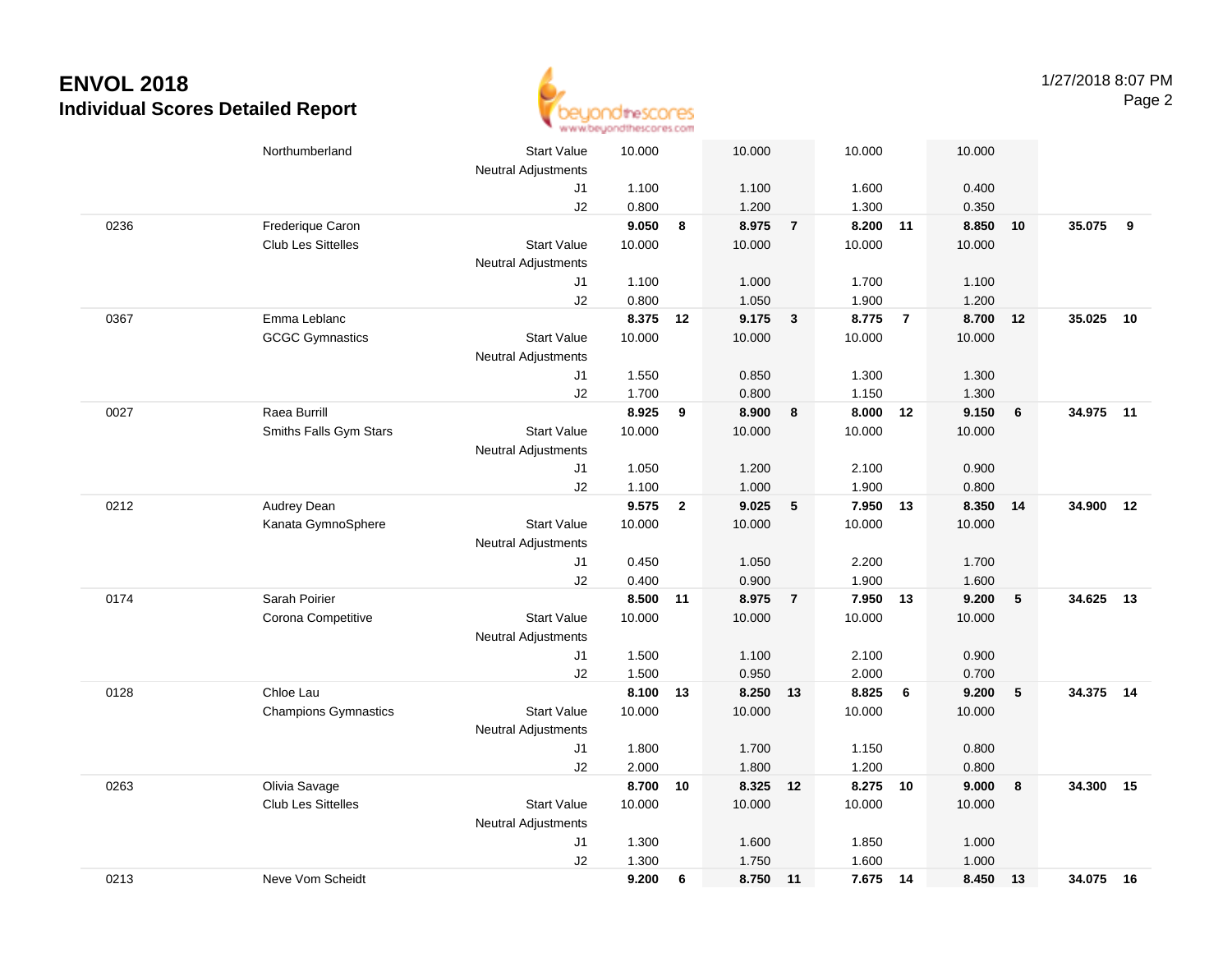# ENVOL 2018
## Individual Scores Detailed Report

1/27/2018 8:07 PM

| # | Name / Club | | Event 1 | Rank | Event 2 | Rank | Event 3 | Rank | Event 4 | Rank | AA | Rank |
|---|---|---|---|---|---|---|---|---|---|---|---|---|
| | Northumberland | Start Value | 10.000 | | 10.000 | | 10.000 | | 10.000 | | | |
| | | Neutral Adjustments | | | | | | | | | | |
| | | J1 | 1.100 | | 1.100 | | 1.600 | | 0.400 | | | |
| | | J2 | 0.800 | | 1.200 | | 1.300 | | 0.350 | | | |
| 0236 | Frederique Caron | | **9.050** | **8** | **8.975** | **7** | **8.200** | **11** | **8.850** | **10** | **35.075** | **9** |
| | Club Les Sittelles | Start Value | 10.000 | | 10.000 | | 10.000 | | 10.000 | | | |
| | | Neutral Adjustments | | | | | | | | | | |
| | | J1 | 1.100 | | 1.000 | | 1.700 | | 1.100 | | | |
| | | J2 | 0.800 | | 1.050 | | 1.900 | | 1.200 | | | |
| 0367 | Emma Leblanc | | **8.375** | **12** | **9.175** | **3** | **8.775** | **7** | **8.700** | **12** | **35.025** | **10** |
| | GCGC Gymnastics | Start Value | 10.000 | | 10.000 | | 10.000 | | 10.000 | | | |
| | | Neutral Adjustments | | | | | | | | | | |
| | | J1 | 1.550 | | 0.850 | | 1.300 | | 1.300 | | | |
| | | J2 | 1.700 | | 0.800 | | 1.150 | | 1.300 | | | |
| 0027 | Raea Burrill | | **8.925** | **9** | **8.900** | **8** | **8.000** | **12** | **9.150** | **6** | **34.975** | **11** |
| | Smiths Falls Gym Stars | Start Value | 10.000 | | 10.000 | | 10.000 | | 10.000 | | | |
| | | Neutral Adjustments | | | | | | | | | | |
| | | J1 | 1.050 | | 1.200 | | 2.100 | | 0.900 | | | |
| | | J2 | 1.100 | | 1.000 | | 1.900 | | 0.800 | | | |
| 0212 | Audrey Dean | | **9.575** | **2** | **9.025** | **5** | **7.950** | **13** | **8.350** | **14** | **34.900** | **12** |
| | Kanata GymnoSphere | Start Value | 10.000 | | 10.000 | | 10.000 | | 10.000 | | | |
| | | Neutral Adjustments | | | | | | | | | | |
| | | J1 | 0.450 | | 1.050 | | 2.200 | | 1.700 | | | |
| | | J2 | 0.400 | | 0.900 | | 1.900 | | 1.600 | | | |
| 0174 | Sarah Poirier | | **8.500** | **11** | **8.975** | **7** | **7.950** | **13** | **9.200** | **5** | **34.625** | **13** |
| | Corona Competitive | Start Value | 10.000 | | 10.000 | | 10.000 | | 10.000 | | | |
| | | Neutral Adjustments | | | | | | | | | | |
| | | J1 | 1.500 | | 1.100 | | 2.100 | | 0.900 | | | |
| | | J2 | 1.500 | | 0.950 | | 2.000 | | 0.700 | | | |
| 0128 | Chloe Lau | | **8.100** | **13** | **8.250** | **13** | **8.825** | **6** | **9.200** | **5** | **34.375** | **14** |
| | Champions Gymnastics | Start Value | 10.000 | | 10.000 | | 10.000 | | 10.000 | | | |
| | | Neutral Adjustments | | | | | | | | | | |
| | | J1 | 1.800 | | 1.700 | | 1.150 | | 0.800 | | | |
| | | J2 | 2.000 | | 1.800 | | 1.200 | | 0.800 | | | |
| 0263 | Olivia Savage | | **8.700** | **10** | **8.325** | **12** | **8.275** | **10** | **9.000** | **8** | **34.300** | **15** |
| | Club Les Sittelles | Start Value | 10.000 | | 10.000 | | 10.000 | | 10.000 | | | |
| | | Neutral Adjustments | | | | | | | | | | |
| | | J1 | 1.300 | | 1.600 | | 1.850 | | 1.000 | | | |
| | | J2 | 1.300 | | 1.750 | | 1.600 | | 1.000 | | | |
| 0213 | Neve Vom Scheidt | | **9.200** | **6** | **8.750** | **11** | **7.675** | **14** | **8.450** | **13** | **34.075** | **16** |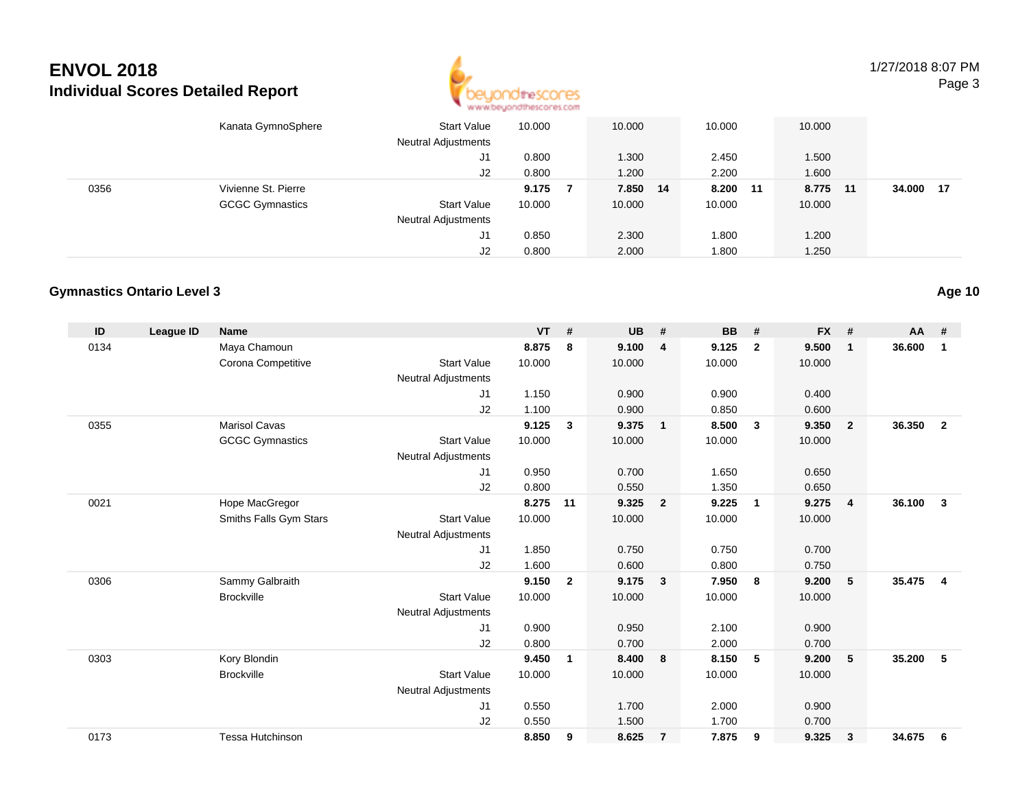# ENVOL 2018

## Individual Scores Detailed Report

| ID | League ID | Name | | VT | # | UB | # | BB | # | FX | # | AA | # |
|---|---|---|---|---|---|---|---|---|---|---|---|---|---|
| | | Kanata GymnoSphere | Start Value | 10.000 | | 10.000 | | 10.000 | | 10.000 | | | |
| | | | Neutral Adjustments | | | | | | | | | | |
| | | | J1 | 0.800 | | 1.300 | | 2.450 | | 1.500 | | | |
| | | | J2 | 0.800 | | 1.200 | | 2.200 | | 1.600 | | | |
| 0356 | | Vivienne St. Pierre | | **9.175** | **7** | **7.850** | **14** | **8.200** | **11** | **8.775** | **11** | **34.000** | **17** |
| | | GCGC Gymnastics | Start Value | 10.000 | | 10.000 | | 10.000 | | 10.000 | | | |
| | | | Neutral Adjustments | | | | | | | | | | |
| | | | J1 | 0.850 | | 2.300 | | 1.800 | | 1.200 | | | |
| | | | J2 | 0.800 | | 2.000 | | 1.800 | | 1.250 | | | |

### Gymnastics Ontario Level 3

**Age 10**

| ID | League ID | Name | | VT | # | UB | # | BB | # | FX | # | AA | # |
|---|---|---|---|---|---|---|---|---|---|---|---|---|---|
| 0134 | | Maya Chamoun | | **8.875** | **8** | **9.100** | **4** | **9.125** | **2** | **9.500** | **1** | **36.600** | **1** |
| | | Corona Competitive | Start Value | 10.000 | | 10.000 | | 10.000 | | 10.000 | | | |
| | | | Neutral Adjustments | | | | | | | | | | |
| | | | J1 | 1.150 | | 0.900 | | 0.900 | | 0.400 | | | |
| | | | J2 | 1.100 | | 0.900 | | 0.850 | | 0.600 | | | |
| 0355 | | Marisol Cavas | | **9.125** | **3** | **9.375** | **1** | **8.500** | **3** | **9.350** | **2** | **36.350** | **2** |
| | | GCGC Gymnastics | Start Value | 10.000 | | 10.000 | | 10.000 | | 10.000 | | | |
| | | | Neutral Adjustments | | | | | | | | | | |
| | | | J1 | 0.950 | | 0.700 | | 1.650 | | 0.650 | | | |
| | | | J2 | 0.800 | | 0.550 | | 1.350 | | 0.650 | | | |
| 0021 | | Hope MacGregor | | **8.275** | **11** | **9.325** | **2** | **9.225** | **1** | **9.275** | **4** | **36.100** | **3** |
| | | Smiths Falls Gym Stars | Start Value | 10.000 | | 10.000 | | 10.000 | | 10.000 | | | |
| | | | Neutral Adjustments | | | | | | | | | | |
| | | | J1 | 1.850 | | 0.750 | | 0.750 | | 0.700 | | | |
| | | | J2 | 1.600 | | 0.600 | | 0.800 | | 0.750 | | | |
| 0306 | | Sammy Galbraith | | **9.150** | **2** | **9.175** | **3** | **7.950** | **8** | **9.200** | **5** | **35.475** | **4** |
| | | Brockville | Start Value | 10.000 | | 10.000 | | 10.000 | | 10.000 | | | |
| | | | Neutral Adjustments | | | | | | | | | | |
| | | | J1 | 0.900 | | 0.950 | | 2.100 | | 0.900 | | | |
| | | | J2 | 0.800 | | 0.700 | | 2.000 | | 0.700 | | | |
| 0303 | | Kory Blondin | | **9.450** | **1** | **8.400** | **8** | **8.150** | **5** | **9.200** | **5** | **35.200** | **5** |
| | | Brockville | Start Value | 10.000 | | 10.000 | | 10.000 | | 10.000 | | | |
| | | | Neutral Adjustments | | | | | | | | | | |
| | | | J1 | 0.550 | | 1.700 | | 2.000 | | 0.900 | | | |
| | | | J2 | 0.550 | | 1.500 | | 1.700 | | 0.700 | | | |
| 0173 | | Tessa Hutchinson | | **8.850** | **9** | **8.625** | **7** | **7.875** | **9** | **9.325** | **3** | **34.675** | **6** |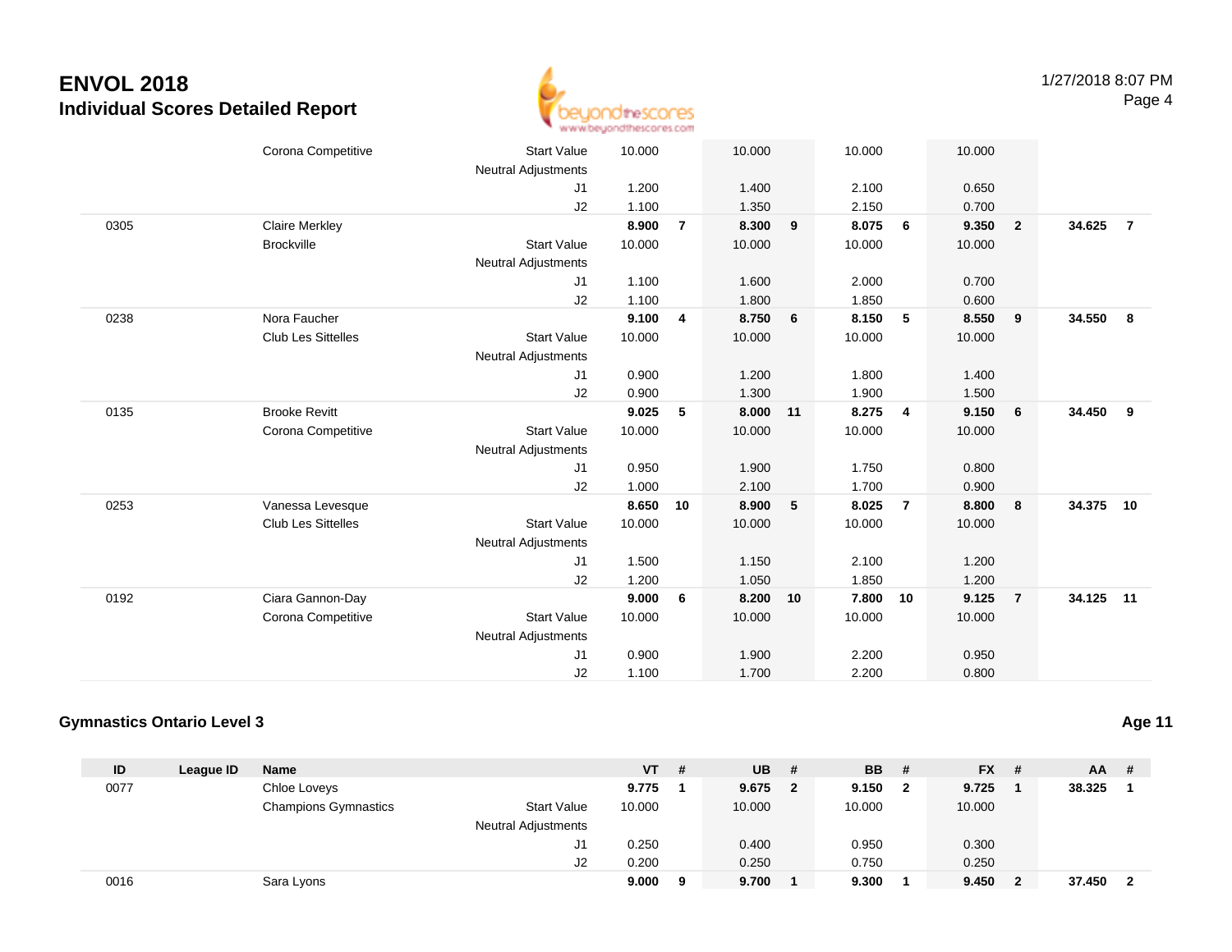# ENVOL 2018

## Individual Scores Detailed Report

| ID | League ID | Name | | VT | # | UB | # | BB | # | FX | # | AA | # |
|---|---|---|---|---|---|---|---|---|---|---|---|---|---|
| | | Corona Competitive | Start Value | 10.000 | | 10.000 | | 10.000 | | 10.000 | | | |
| | | | Neutral Adjustments | | | | | | | | | | |
| | | | J1 | 1.200 | | 1.400 | | 2.100 | | 0.650 | | | |
| | | | J2 | 1.100 | | 1.350 | | 2.150 | | 0.700 | | | |
| 0305 | | Claire Merkley | | **8.900** | **7** | **8.300** | **9** | **8.075** | **6** | **9.350** | **2** | **34.625** | **7** |
| | | Brockville | Start Value | 10.000 | | 10.000 | | 10.000 | | 10.000 | | | |
| | | | Neutral Adjustments | | | | | | | | | | |
| | | | J1 | 1.100 | | 1.600 | | 2.000 | | 0.700 | | | |
| | | | J2 | 1.100 | | 1.800 | | 1.850 | | 0.600 | | | |
| 0238 | | Nora Faucher | | **9.100** | **4** | **8.750** | **6** | **8.150** | **5** | **8.550** | **9** | **34.550** | **8** |
| | | Club Les Sittelles | Start Value | 10.000 | | 10.000 | | 10.000 | | 10.000 | | | |
| | | | Neutral Adjustments | | | | | | | | | | |
| | | | J1 | 0.900 | | 1.200 | | 1.800 | | 1.400 | | | |
| | | | J2 | 0.900 | | 1.300 | | 1.900 | | 1.500 | | | |
| 0135 | | Brooke Revitt | | **9.025** | **5** | **8.000** | **11** | **8.275** | **4** | **9.150** | **6** | **34.450** | **9** |
| | | Corona Competitive | Start Value | 10.000 | | 10.000 | | 10.000 | | 10.000 | | | |
| | | | Neutral Adjustments | | | | | | | | | | |
| | | | J1 | 0.950 | | 1.900 | | 1.750 | | 0.800 | | | |
| | | | J2 | 1.000 | | 2.100 | | 1.700 | | 0.900 | | | |
| 0253 | | Vanessa Levesque | | **8.650** | **10** | **8.900** | **5** | **8.025** | **7** | **8.800** | **8** | **34.375** | **10** |
| | | Club Les Sittelles | Start Value | 10.000 | | 10.000 | | 10.000 | | 10.000 | | | |
| | | | Neutral Adjustments | | | | | | | | | | |
| | | | J1 | 1.500 | | 1.150 | | 2.100 | | 1.200 | | | |
| | | | J2 | 1.200 | | 1.050 | | 1.850 | | 1.200 | | | |
| 0192 | | Ciara Gannon-Day | | **9.000** | **6** | **8.200** | **10** | **7.800** | **10** | **9.125** | **7** | **34.125** | **11** |
| | | Corona Competitive | Start Value | 10.000 | | 10.000 | | 10.000 | | 10.000 | | | |
| | | | Neutral Adjustments | | | | | | | | | | |
| | | | J1 | 0.900 | | 1.900 | | 2.200 | | 0.950 | | | |
| | | | J2 | 1.100 | | 1.700 | | 2.200 | | 0.800 | | | |

### Gymnastics Ontario Level 3

**Age 11**

| ID | League ID | Name | | VT | # | UB | # | BB | # | FX | # | AA | # |
|---|---|---|---|---|---|---|---|---|---|---|---|---|---|
| 0077 | | Chloe Loveys | | **9.775** | **1** | **9.675** | **2** | **9.150** | **2** | **9.725** | **1** | **38.325** | **1** |
| | | Champions Gymnastics | Start Value | 10.000 | | 10.000 | | 10.000 | | 10.000 | | | |
| | | | Neutral Adjustments | | | | | | | | | | |
| | | | J1 | 0.250 | | 0.400 | | 0.950 | | 0.300 | | | |
| | | | J2 | 0.200 | | 0.250 | | 0.750 | | 0.250 | | | |
| 0016 | | Sara Lyons | | **9.000** | **9** | **9.700** | **1** | **9.300** | **1** | **9.450** | **2** | **37.450** | **2** |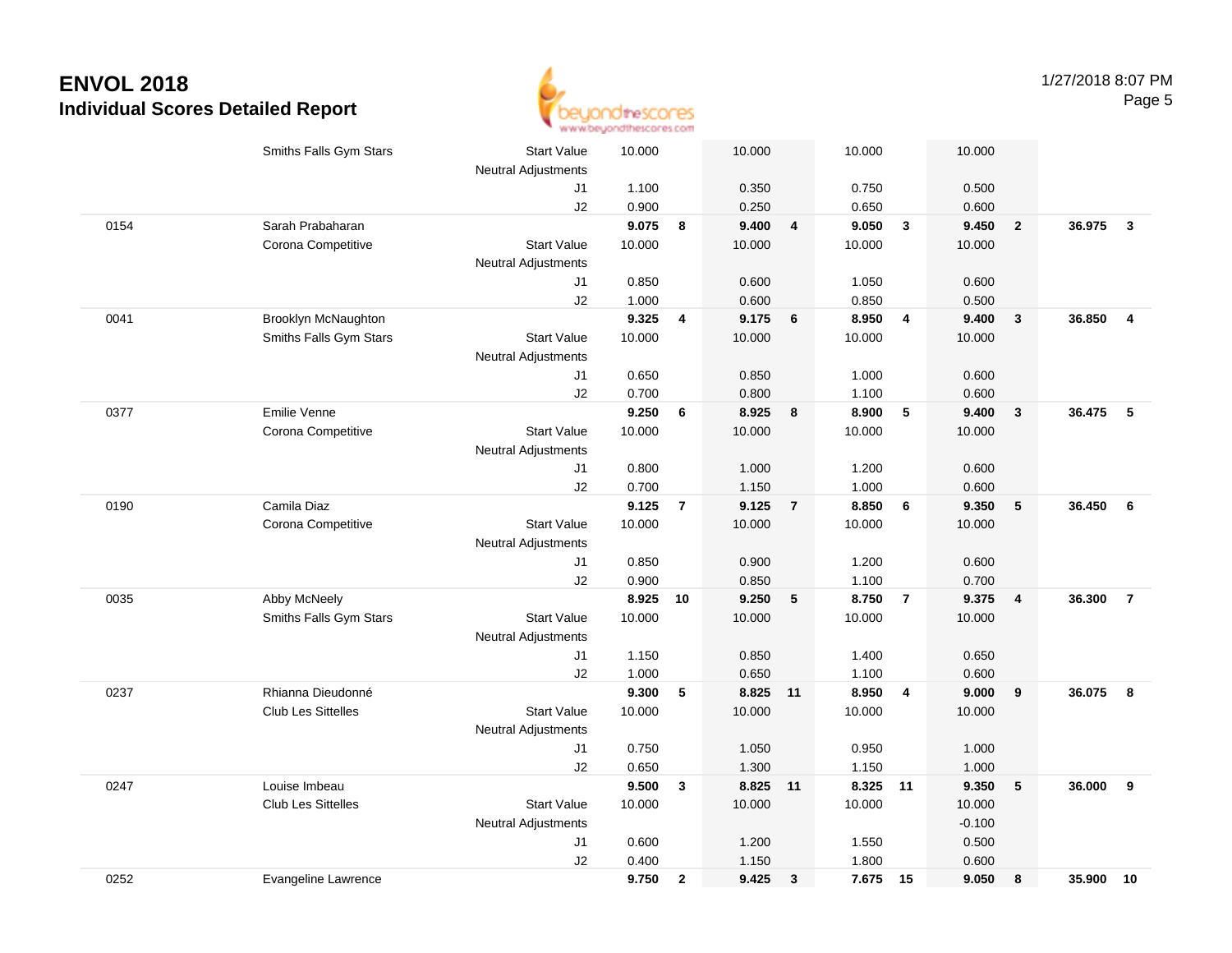# ENVOL 2018

## Individual Scores Detailed Report

| # | Name | | | Vault | Rank | Bars | Rank | Beam | Rank | Floor | Rank | AA | Rank |
|---|---|---|---|---|---|---|---|---|---|---|---|---|---|
| | Smiths Falls Gym Stars | Start Value | | 10.000 | | 10.000 | | 10.000 | | 10.000 | | | |
| | | Neutral Adjustments | | | | | | | | | | | |
| | | | J1 | 1.100 | | 0.350 | | 0.750 | | 0.500 | | | |
| | | | J2 | 0.900 | | 0.250 | | 0.650 | | 0.600 | | | |
| 0154 | Sarah Prabaharan | | | **9.075** | **8** | **9.400** | **4** | **9.050** | **3** | **9.450** | **2** | **36.975** | **3** |
| | Corona Competitive | Start Value | | 10.000 | | 10.000 | | 10.000 | | 10.000 | | | |
| | | Neutral Adjustments | | | | | | | | | | | |
| | | | J1 | 0.850 | | 0.600 | | 1.050 | | 0.600 | | | |
| | | | J2 | 1.000 | | 0.600 | | 0.850 | | 0.500 | | | |
| 0041 | Brooklyn McNaughton | | | **9.325** | **4** | **9.175** | **6** | **8.950** | **4** | **9.400** | **3** | **36.850** | **4** |
| | Smiths Falls Gym Stars | Start Value | | 10.000 | | 10.000 | | 10.000 | | 10.000 | | | |
| | | Neutral Adjustments | | | | | | | | | | | |
| | | | J1 | 0.650 | | 0.850 | | 1.000 | | 0.600 | | | |
| | | | J2 | 0.700 | | 0.800 | | 1.100 | | 0.600 | | | |
| 0377 | Emilie Venne | | | **9.250** | **6** | **8.925** | **8** | **8.900** | **5** | **9.400** | **3** | **36.475** | **5** |
| | Corona Competitive | Start Value | | 10.000 | | 10.000 | | 10.000 | | 10.000 | | | |
| | | Neutral Adjustments | | | | | | | | | | | |
| | | | J1 | 0.800 | | 1.000 | | 1.200 | | 0.600 | | | |
| | | | J2 | 0.700 | | 1.150 | | 1.000 | | 0.600 | | | |
| 0190 | Camila Diaz | | | **9.125** | **7** | **9.125** | **7** | **8.850** | **6** | **9.350** | **5** | **36.450** | **6** |
| | Corona Competitive | Start Value | | 10.000 | | 10.000 | | 10.000 | | 10.000 | | | |
| | | Neutral Adjustments | | | | | | | | | | | |
| | | | J1 | 0.850 | | 0.900 | | 1.200 | | 0.600 | | | |
| | | | J2 | 0.900 | | 0.850 | | 1.100 | | 0.700 | | | |
| 0035 | Abby McNeely | | | **8.925** | **10** | **9.250** | **5** | **8.750** | **7** | **9.375** | **4** | **36.300** | **7** |
| | Smiths Falls Gym Stars | Start Value | | 10.000 | | 10.000 | | 10.000 | | 10.000 | | | |
| | | Neutral Adjustments | | | | | | | | | | | |
| | | | J1 | 1.150 | | 0.850 | | 1.400 | | 0.650 | | | |
| | | | J2 | 1.000 | | 0.650 | | 1.100 | | 0.600 | | | |
| 0237 | Rhianna Dieudonné | | | **9.300** | **5** | **8.825** | **11** | **8.950** | **4** | **9.000** | **9** | **36.075** | **8** |
| | Club Les Sittelles | Start Value | | 10.000 | | 10.000 | | 10.000 | | 10.000 | | | |
| | | Neutral Adjustments | | | | | | | | | | | |
| | | | J1 | 0.750 | | 1.050 | | 0.950 | | 1.000 | | | |
| | | | J2 | 0.650 | | 1.300 | | 1.150 | | 1.000 | | | |
| 0247 | Louise Imbeau | | | **9.500** | **3** | **8.825** | **11** | **8.325** | **11** | **9.350** | **5** | **36.000** | **9** |
| | Club Les Sittelles | Start Value | | 10.000 | | 10.000 | | 10.000 | | 10.000 | | | |
| | | Neutral Adjustments | | | | | | | | -0.100 | | | |
| | | | J1 | 0.600 | | 1.200 | | 1.550 | | 0.500 | | | |
| | | | J2 | 0.400 | | 1.150 | | 1.800 | | 0.600 | | | |
| 0252 | Evangeline Lawrence | | | **9.750** | **2** | **9.425** | **3** | **7.675** | **15** | **9.050** | **8** | **35.900** | **10** |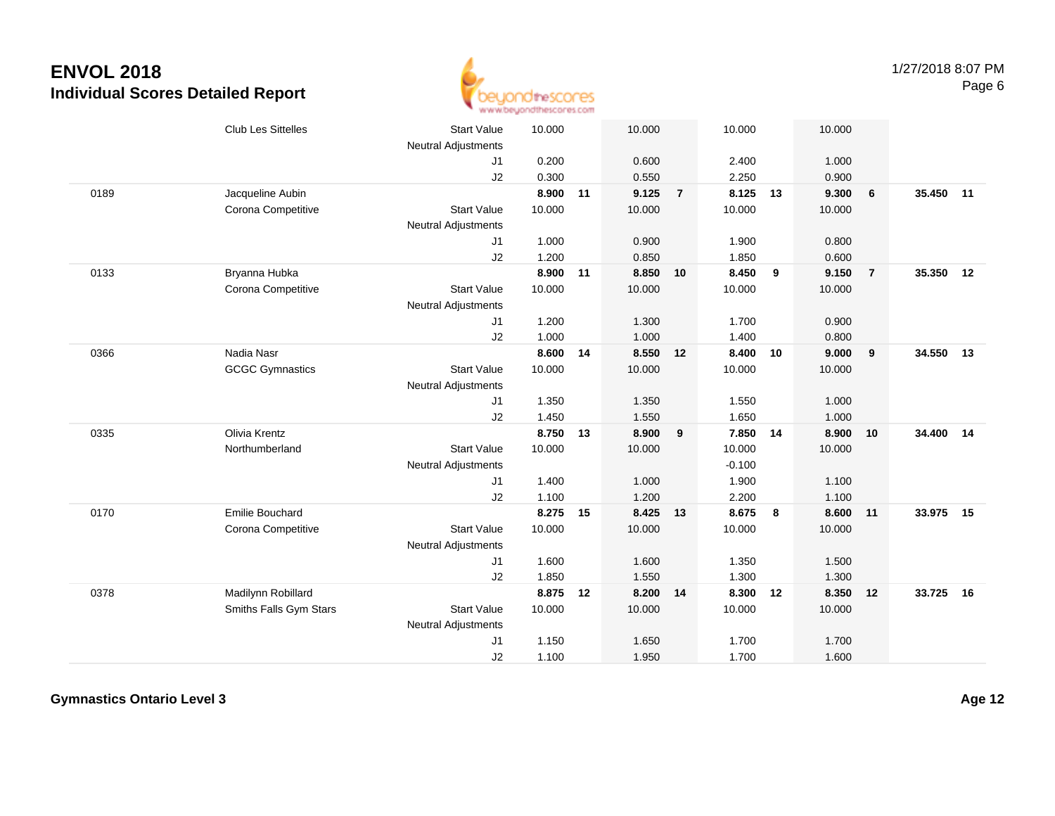# ENVOL 2018
## Individual Scores Detailed Report

1/27/2018 8:07 PM

| | | | | | | | | | | | | |
|---|---|---|---|---|---|---|---|---|---|---|---|---|
| | Club Les Sittelles | Start Value | 10.000 | | 10.000 | | 10.000 | | 10.000 | | | |
| | | Neutral Adjustments | | | | | | | | | | |
| | | J1 | 0.200 | | 0.600 | | 2.400 | | 1.000 | | | |
| | | J2 | 0.300 | | 0.550 | | 2.250 | | 0.900 | | | |
| 0189 | Jacqueline Aubin | | **8.900** | **11** | **9.125** | **7** | **8.125** | **13** | **9.300** | **6** | **35.450** | **11** |
| | Corona Competitive | Start Value | 10.000 | | 10.000 | | 10.000 | | 10.000 | | | |
| | | Neutral Adjustments | | | | | | | | | | |
| | | J1 | 1.000 | | 0.900 | | 1.900 | | 0.800 | | | |
| | | J2 | 1.200 | | 0.850 | | 1.850 | | 0.600 | | | |
| 0133 | Bryanna Hubka | | **8.900** | **11** | **8.850** | **10** | **8.450** | **9** | **9.150** | **7** | **35.350** | **12** |
| | Corona Competitive | Start Value | 10.000 | | 10.000 | | 10.000 | | 10.000 | | | |
| | | Neutral Adjustments | | | | | | | | | | |
| | | J1 | 1.200 | | 1.300 | | 1.700 | | 0.900 | | | |
| | | J2 | 1.000 | | 1.000 | | 1.400 | | 0.800 | | | |
| 0366 | Nadia Nasr | | **8.600** | **14** | **8.550** | **12** | **8.400** | **10** | **9.000** | **9** | **34.550** | **13** |
| | GCGC Gymnastics | Start Value | 10.000 | | 10.000 | | 10.000 | | 10.000 | | | |
| | | Neutral Adjustments | | | | | | | | | | |
| | | J1 | 1.350 | | 1.350 | | 1.550 | | 1.000 | | | |
| | | J2 | 1.450 | | 1.550 | | 1.650 | | 1.000 | | | |
| 0335 | Olivia Krentz | | **8.750** | **13** | **8.900** | **9** | **7.850** | **14** | **8.900** | **10** | **34.400** | **14** |
| | Northumberland | Start Value | 10.000 | | 10.000 | | 10.000 | | 10.000 | | | |
| | | Neutral Adjustments | | | | | -0.100 | | | | | |
| | | J1 | 1.400 | | 1.000 | | 1.900 | | 1.100 | | | |
| | | J2 | 1.100 | | 1.200 | | 2.200 | | 1.100 | | | |
| 0170 | Emilie Bouchard | | **8.275** | **15** | **8.425** | **13** | **8.675** | **8** | **8.600** | **11** | **33.975** | **15** |
| | Corona Competitive | Start Value | 10.000 | | 10.000 | | 10.000 | | 10.000 | | | |
| | | Neutral Adjustments | | | | | | | | | | |
| | | J1 | 1.600 | | 1.600 | | 1.350 | | 1.500 | | | |
| | | J2 | 1.850 | | 1.550 | | 1.300 | | 1.300 | | | |
| 0378 | Madilynn Robillard | | **8.875** | **12** | **8.200** | **14** | **8.300** | **12** | **8.350** | **12** | **33.725** | **16** |
| | Smiths Falls Gym Stars | Start Value | 10.000 | | 10.000 | | 10.000 | | 10.000 | | | |
| | | Neutral Adjustments | | | | | | | | | | |
| | | J1 | 1.150 | | 1.650 | | 1.700 | | 1.700 | | | |
| | | J2 | 1.100 | | 1.950 | | 1.700 | | 1.600 | | | |

**Gymnastics Ontario Level 3** **Age 12**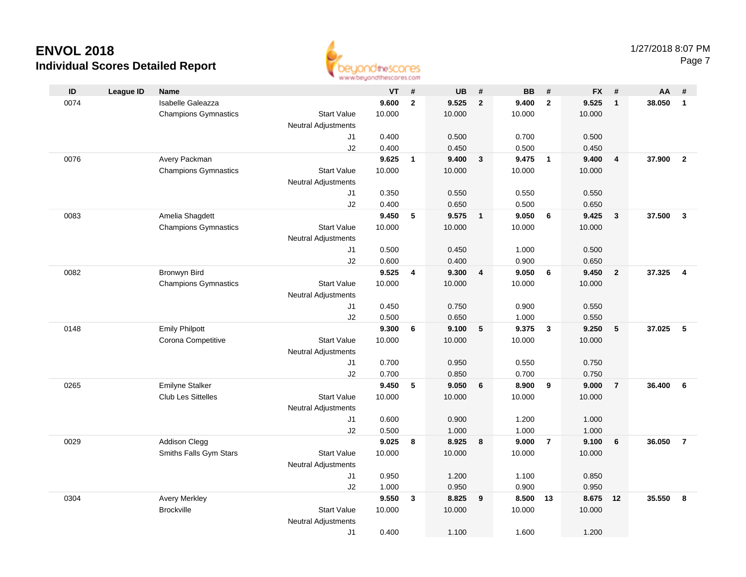# ENVOL 2018

## Individual Scores Detailed Report

1/27/2018 8:07 PM

| ID | League ID | Name | | VT | # | UB | # | BB | # | FX | # | AA | # |
|---|---|---|---|---|---|---|---|---|---|---|---|---|---|
| 0074 | | Isabelle Galeazza | | **9.600** | **2** | **9.525** | **2** | **9.400** | **2** | **9.525** | **1** | **38.050** | **1** |
| | | Champions Gymnastics | Start Value | 10.000 | | 10.000 | | 10.000 | | 10.000 | | | |
| | | | Neutral Adjustments | | | | | | | | | | |
| | | | J1 | 0.400 | | 0.500 | | 0.700 | | 0.500 | | | |
| | | | J2 | 0.400 | | 0.450 | | 0.500 | | 0.450 | | | |
| 0076 | | Avery Packman | | **9.625** | **1** | **9.400** | **3** | **9.475** | **1** | **9.400** | **4** | **37.900** | **2** |
| | | Champions Gymnastics | Start Value | 10.000 | | 10.000 | | 10.000 | | 10.000 | | | |
| | | | Neutral Adjustments | | | | | | | | | | |
| | | | J1 | 0.350 | | 0.550 | | 0.550 | | 0.550 | | | |
| | | | J2 | 0.400 | | 0.650 | | 0.500 | | 0.650 | | | |
| 0083 | | Amelia Shagdett | | **9.450** | **5** | **9.575** | **1** | **9.050** | **6** | **9.425** | **3** | **37.500** | **3** |
| | | Champions Gymnastics | Start Value | 10.000 | | 10.000 | | 10.000 | | 10.000 | | | |
| | | | Neutral Adjustments | | | | | | | | | | |
| | | | J1 | 0.500 | | 0.450 | | 1.000 | | 0.500 | | | |
| | | | J2 | 0.600 | | 0.400 | | 0.900 | | 0.650 | | | |
| 0082 | | Bronwyn Bird | | **9.525** | **4** | **9.300** | **4** | **9.050** | **6** | **9.450** | **2** | **37.325** | **4** |
| | | Champions Gymnastics | Start Value | 10.000 | | 10.000 | | 10.000 | | 10.000 | | | |
| | | | Neutral Adjustments | | | | | | | | | | |
| | | | J1 | 0.450 | | 0.750 | | 0.900 | | 0.550 | | | |
| | | | J2 | 0.500 | | 0.650 | | 1.000 | | 0.550 | | | |
| 0148 | | Emily Philpott | | **9.300** | **6** | **9.100** | **5** | **9.375** | **3** | **9.250** | **5** | **37.025** | **5** |
| | | Corona Competitive | Start Value | 10.000 | | 10.000 | | 10.000 | | 10.000 | | | |
| | | | Neutral Adjustments | | | | | | | | | | |
| | | | J1 | 0.700 | | 0.950 | | 0.550 | | 0.750 | | | |
| | | | J2 | 0.700 | | 0.850 | | 0.700 | | 0.750 | | | |
| 0265 | | Emilyne Stalker | | **9.450** | **5** | **9.050** | **6** | **8.900** | **9** | **9.000** | **7** | **36.400** | **6** |
| | | Club Les Sittelles | Start Value | 10.000 | | 10.000 | | 10.000 | | 10.000 | | | |
| | | | Neutral Adjustments | | | | | | | | | | |
| | | | J1 | 0.600 | | 0.900 | | 1.200 | | 1.000 | | | |
| | | | J2 | 0.500 | | 1.000 | | 1.000 | | 1.000 | | | |
| 0029 | | Addison Clegg | | **9.025** | **8** | **8.925** | **8** | **9.000** | **7** | **9.100** | **6** | **36.050** | **7** |
| | | Smiths Falls Gym Stars | Start Value | 10.000 | | 10.000 | | 10.000 | | 10.000 | | | |
| | | | Neutral Adjustments | | | | | | | | | | |
| | | | J1 | 0.950 | | 1.200 | | 1.100 | | 0.850 | | | |
| | | | J2 | 1.000 | | 0.950 | | 0.900 | | 0.950 | | | |
| 0304 | | Avery Merkley | | **9.550** | **3** | **8.825** | **9** | **8.500** | **13** | **8.675** | **12** | **35.550** | **8** |
| | | Brockville | Start Value | 10.000 | | 10.000 | | 10.000 | | 10.000 | | | |
| | | | Neutral Adjustments | | | | | | | | | | |
| | | | J1 | 0.400 | | 1.100 | | 1.600 | | 1.200 | | | |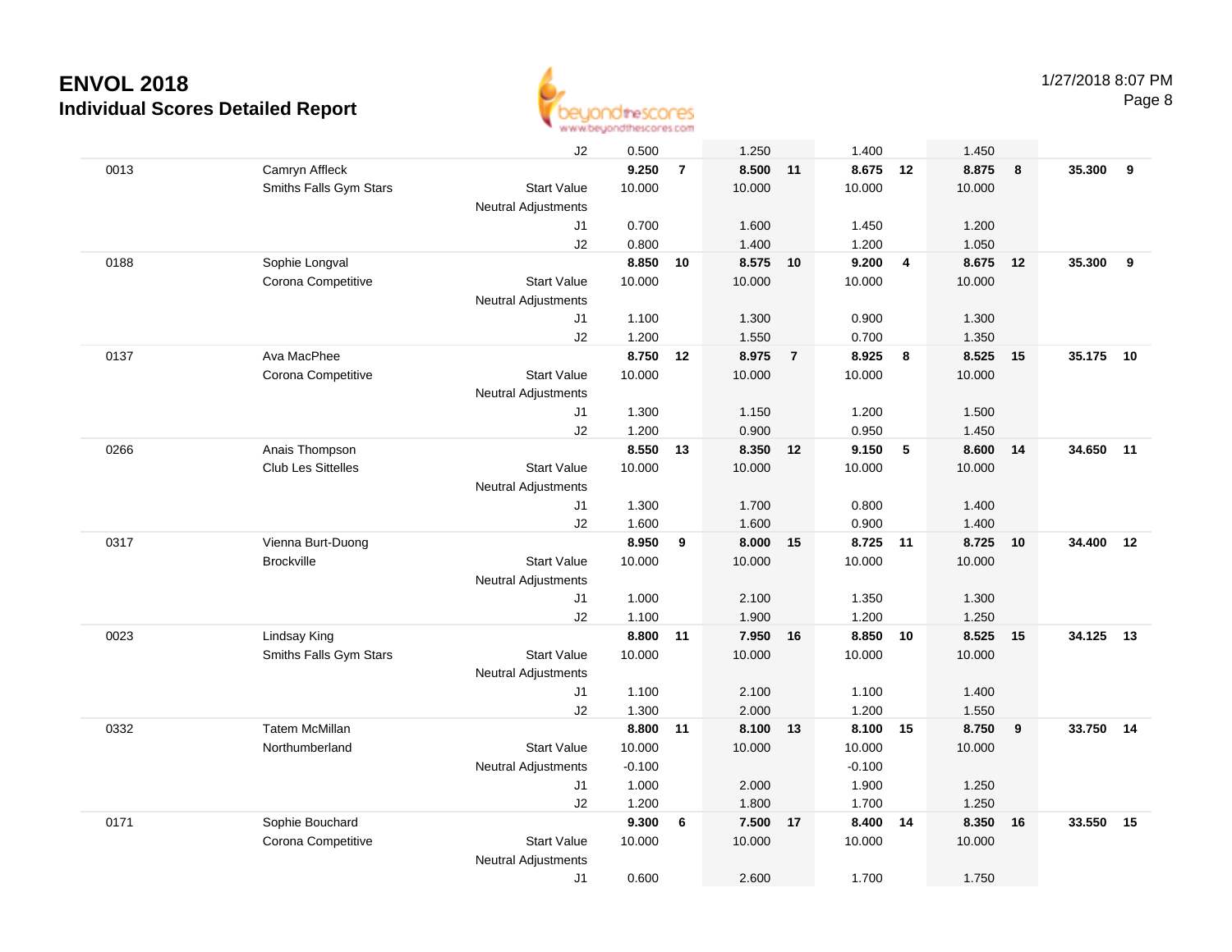# ENVOL 2018
## Individual Scores Detailed Report

1/27/2018 8:07 PM

| | | | | | | | | | | | | |
|---|---|---|---|---|---|---|---|---|---|---|---|---|
| | | J2 | 0.500 | | 1.250 | | 1.400 | | 1.450 | | | |
| 0013 | Camryn Affleck | | **9.250** | **7** | **8.500** | **11** | **8.675** | **12** | **8.875** | **8** | **35.300** | **9** |
| | Smiths Falls Gym Stars | Start Value | 10.000 | | 10.000 | | 10.000 | | 10.000 | | | |
| | | Neutral Adjustments | | | | | | | | | | |
| | | J1 | 0.700 | | 1.600 | | 1.450 | | 1.200 | | | |
| | | J2 | 0.800 | | 1.400 | | 1.200 | | 1.050 | | | |
| 0188 | Sophie Longval | | **8.850** | **10** | **8.575** | **10** | **9.200** | **4** | **8.675** | **12** | **35.300** | **9** |
| | Corona Competitive | Start Value | 10.000 | | 10.000 | | 10.000 | | 10.000 | | | |
| | | Neutral Adjustments | | | | | | | | | | |
| | | J1 | 1.100 | | 1.300 | | 0.900 | | 1.300 | | | |
| | | J2 | 1.200 | | 1.550 | | 0.700 | | 1.350 | | | |
| 0137 | Ava MacPhee | | **8.750** | **12** | **8.975** | **7** | **8.925** | **8** | **8.525** | **15** | **35.175** | **10** |
| | Corona Competitive | Start Value | 10.000 | | 10.000 | | 10.000 | | 10.000 | | | |
| | | Neutral Adjustments | | | | | | | | | | |
| | | J1 | 1.300 | | 1.150 | | 1.200 | | 1.500 | | | |
| | | J2 | 1.200 | | 0.900 | | 0.950 | | 1.450 | | | |
| 0266 | Anais Thompson | | **8.550** | **13** | **8.350** | **12** | **9.150** | **5** | **8.600** | **14** | **34.650** | **11** |
| | Club Les Sittelles | Start Value | 10.000 | | 10.000 | | 10.000 | | 10.000 | | | |
| | | Neutral Adjustments | | | | | | | | | | |
| | | J1 | 1.300 | | 1.700 | | 0.800 | | 1.400 | | | |
| | | J2 | 1.600 | | 1.600 | | 0.900 | | 1.400 | | | |
| 0317 | Vienna Burt-Duong | | **8.950** | **9** | **8.000** | **15** | **8.725** | **11** | **8.725** | **10** | **34.400** | **12** |
| | Brockville | Start Value | 10.000 | | 10.000 | | 10.000 | | 10.000 | | | |
| | | Neutral Adjustments | | | | | | | | | | |
| | | J1 | 1.000 | | 2.100 | | 1.350 | | 1.300 | | | |
| | | J2 | 1.100 | | 1.900 | | 1.200 | | 1.250 | | | |
| 0023 | Lindsay King | | **8.800** | **11** | **7.950** | **16** | **8.850** | **10** | **8.525** | **15** | **34.125** | **13** |
| | Smiths Falls Gym Stars | Start Value | 10.000 | | 10.000 | | 10.000 | | 10.000 | | | |
| | | Neutral Adjustments | | | | | | | | | | |
| | | J1 | 1.100 | | 2.100 | | 1.100 | | 1.400 | | | |
| | | J2 | 1.300 | | 2.000 | | 1.200 | | 1.550 | | | |
| 0332 | Tatem McMillan | | **8.800** | **11** | **8.100** | **13** | **8.100** | **15** | **8.750** | **9** | **33.750** | **14** |
| | Northumberland | Start Value | 10.000 | | 10.000 | | 10.000 | | 10.000 | | | |
| | | Neutral Adjustments | -0.100 | | | | -0.100 | | | | | |
| | | J1 | 1.000 | | 2.000 | | 1.900 | | 1.250 | | | |
| | | J2 | 1.200 | | 1.800 | | 1.700 | | 1.250 | | | |
| 0171 | Sophie Bouchard | | **9.300** | **6** | **7.500** | **17** | **8.400** | **14** | **8.350** | **16** | **33.550** | **15** |
| | Corona Competitive | Start Value | 10.000 | | 10.000 | | 10.000 | | 10.000 | | | |
| | | Neutral Adjustments | | | | | | | | | | |
| | | J1 | 0.600 | | 2.600 | | 1.700 | | 1.750 | | | |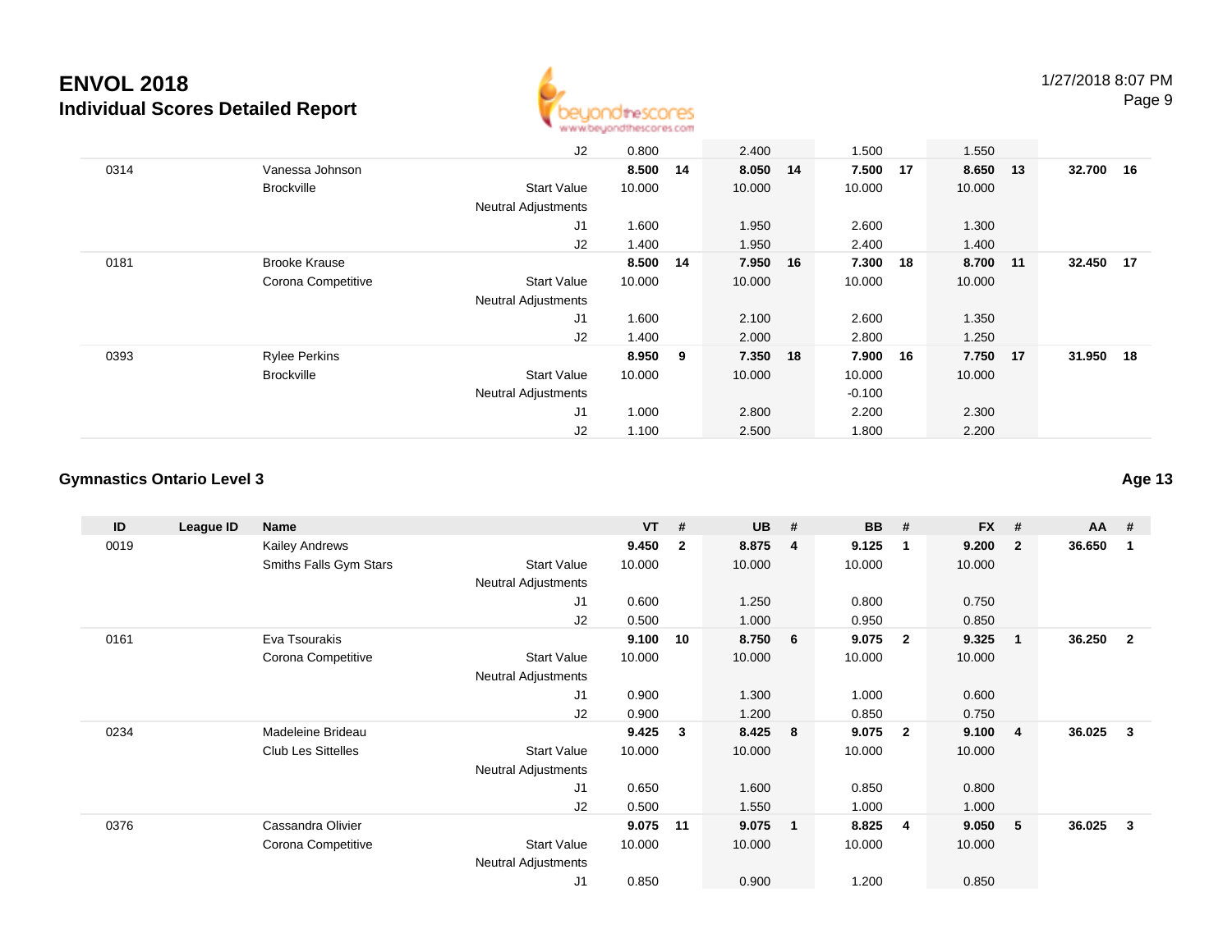# ENVOL 2018
## Individual Scores Detailed Report

| ID | League ID | Name | | VT | # | UB | # | BB | # | FX | # | AA | # |
|---|---|---|---|---|---|---|---|---|---|---|---|---|---|
| | | | J2 | 0.800 | | 2.400 | | 1.500 | | 1.550 | | | |
| 0314 | | Vanessa Johnson | | **8.500** | **14** | **8.050** | **14** | **7.500** | **17** | **8.650** | **13** | **32.700** | **16** |
| | | Brockville | Start Value | 10.000 | | 10.000 | | 10.000 | | 10.000 | | | |
| | | | Neutral Adjustments | | | | | | | | | | |
| | | | J1 | 1.600 | | 1.950 | | 2.600 | | 1.300 | | | |
| | | | J2 | 1.400 | | 1.950 | | 2.400 | | 1.400 | | | |
| 0181 | | Brooke Krause | | **8.500** | **14** | **7.950** | **16** | **7.300** | **18** | **8.700** | **11** | **32.450** | **17** |
| | | Corona Competitive | Start Value | 10.000 | | 10.000 | | 10.000 | | 10.000 | | | |
| | | | Neutral Adjustments | | | | | | | | | | |
| | | | J1 | 1.600 | | 2.100 | | 2.600 | | 1.350 | | | |
| | | | J2 | 1.400 | | 2.000 | | 2.800 | | 1.250 | | | |
| 0393 | | Rylee Perkins | | **8.950** | **9** | **7.350** | **18** | **7.900** | **16** | **7.750** | **17** | **31.950** | **18** |
| | | Brockville | Start Value | 10.000 | | 10.000 | | 10.000 | | 10.000 | | | |
| | | | Neutral Adjustments | | | | | -0.100 | | | | | |
| | | | J1 | 1.000 | | 2.800 | | 2.200 | | 2.300 | | | |
| | | | J2 | 1.100 | | 2.500 | | 1.800 | | 2.200 | | | |

### Gymnastics Ontario Level 3 — Age 13

| ID | League ID | Name | | VT | # | UB | # | BB | # | FX | # | AA | # |
|---|---|---|---|---|---|---|---|---|---|---|---|---|---|
| 0019 | | Kailey Andrews | | **9.450** | **2** | **8.875** | **4** | **9.125** | **1** | **9.200** | **2** | **36.650** | **1** |
| | | Smiths Falls Gym Stars | Start Value | 10.000 | | 10.000 | | 10.000 | | 10.000 | | | |
| | | | Neutral Adjustments | | | | | | | | | | |
| | | | J1 | 0.600 | | 1.250 | | 0.800 | | 0.750 | | | |
| | | | J2 | 0.500 | | 1.000 | | 0.950 | | 0.850 | | | |
| 0161 | | Eva Tsourakis | | **9.100** | **10** | **8.750** | **6** | **9.075** | **2** | **9.325** | **1** | **36.250** | **2** |
| | | Corona Competitive | Start Value | 10.000 | | 10.000 | | 10.000 | | 10.000 | | | |
| | | | Neutral Adjustments | | | | | | | | | | |
| | | | J1 | 0.900 | | 1.300 | | 1.000 | | 0.600 | | | |
| | | | J2 | 0.900 | | 1.200 | | 0.850 | | 0.750 | | | |
| 0234 | | Madeleine Brideau | | **9.425** | **3** | **8.425** | **8** | **9.075** | **2** | **9.100** | **4** | **36.025** | **3** |
| | | Club Les Sittelles | Start Value | 10.000 | | 10.000 | | 10.000 | | 10.000 | | | |
| | | | Neutral Adjustments | | | | | | | | | | |
| | | | J1 | 0.650 | | 1.600 | | 0.850 | | 0.800 | | | |
| | | | J2 | 0.500 | | 1.550 | | 1.000 | | 1.000 | | | |
| 0376 | | Cassandra Olivier | | **9.075** | **11** | **9.075** | **1** | **8.825** | **4** | **9.050** | **5** | **36.025** | **3** |
| | | Corona Competitive | Start Value | 10.000 | | 10.000 | | 10.000 | | 10.000 | | | |
| | | | Neutral Adjustments | | | | | | | | | | |
| | | | J1 | 0.850 | | 0.900 | | 1.200 | | 0.850 | | | |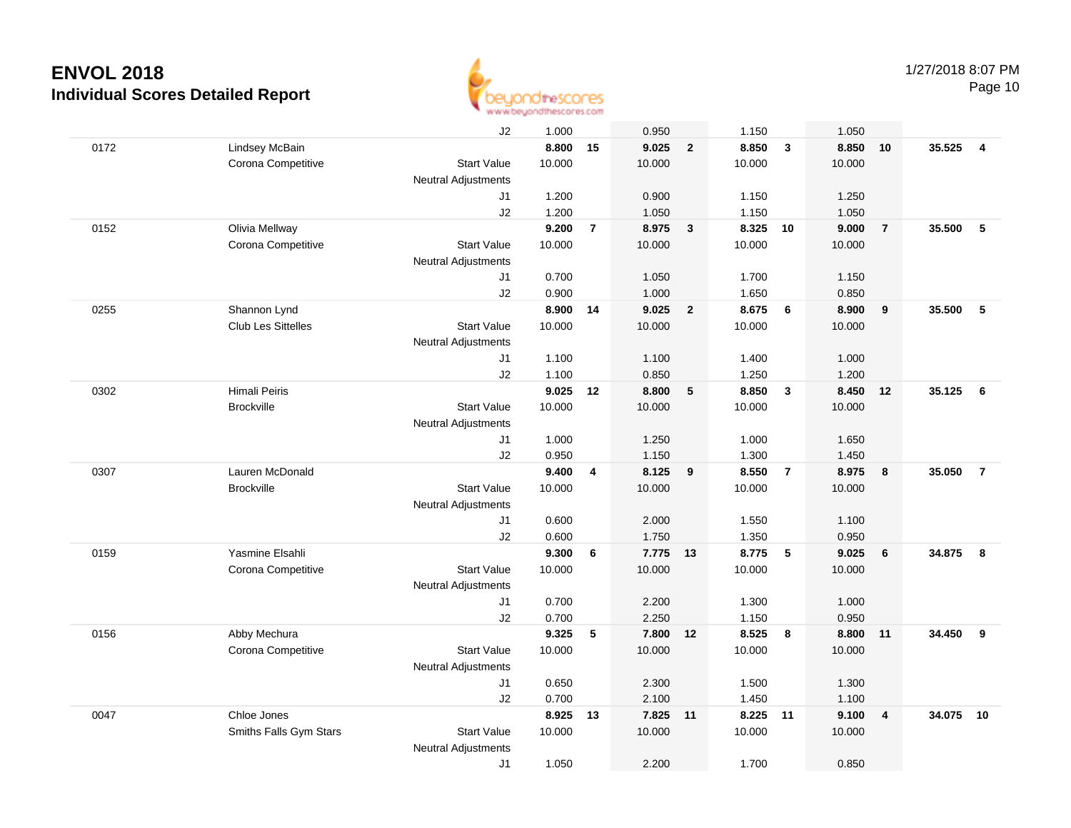# ENVOL 2018
## Individual Scores Detailed Report

1/27/2018 8:07 PM

| # | Name / Club | | Vault | Rk | Bars | Rk | Beam | Rk | Floor | Rk | AA | Rk |
|---|---|---|---|---|---|---|---|---|---|---|---|---|
| | | J2 | 1.000 | | 0.950 | | 1.150 | | 1.050 | | | |
| 0172 | Lindsey McBain | | **8.800** | **15** | **9.025** | **2** | **8.850** | **3** | **8.850** | **10** | **35.525** | **4** |
| | Corona Competitive | Start Value | 10.000 | | 10.000 | | 10.000 | | 10.000 | | | |
| | | Neutral Adjustments | | | | | | | | | | |
| | | J1 | 1.200 | | 0.900 | | 1.150 | | 1.250 | | | |
| | | J2 | 1.200 | | 1.050 | | 1.150 | | 1.050 | | | |
| 0152 | Olivia Mellway | | **9.200** | **7** | **8.975** | **3** | **8.325** | **10** | **9.000** | **7** | **35.500** | **5** |
| | Corona Competitive | Start Value | 10.000 | | 10.000 | | 10.000 | | 10.000 | | | |
| | | Neutral Adjustments | | | | | | | | | | |
| | | J1 | 0.700 | | 1.050 | | 1.700 | | 1.150 | | | |
| | | J2 | 0.900 | | 1.000 | | 1.650 | | 0.850 | | | |
| 0255 | Shannon Lynd | | **8.900** | **14** | **9.025** | **2** | **8.675** | **6** | **8.900** | **9** | **35.500** | **5** |
| | Club Les Sittelles | Start Value | 10.000 | | 10.000 | | 10.000 | | 10.000 | | | |
| | | Neutral Adjustments | | | | | | | | | | |
| | | J1 | 1.100 | | 1.100 | | 1.400 | | 1.000 | | | |
| | | J2 | 1.100 | | 0.850 | | 1.250 | | 1.200 | | | |
| 0302 | Himali Peiris | | **9.025** | **12** | **8.800** | **5** | **8.850** | **3** | **8.450** | **12** | **35.125** | **6** |
| | Brockville | Start Value | 10.000 | | 10.000 | | 10.000 | | 10.000 | | | |
| | | Neutral Adjustments | | | | | | | | | | |
| | | J1 | 1.000 | | 1.250 | | 1.000 | | 1.650 | | | |
| | | J2 | 0.950 | | 1.150 | | 1.300 | | 1.450 | | | |
| 0307 | Lauren McDonald | | **9.400** | **4** | **8.125** | **9** | **8.550** | **7** | **8.975** | **8** | **35.050** | **7** |
| | Brockville | Start Value | 10.000 | | 10.000 | | 10.000 | | 10.000 | | | |
| | | Neutral Adjustments | | | | | | | | | | |
| | | J1 | 0.600 | | 2.000 | | 1.550 | | 1.100 | | | |
| | | J2 | 0.600 | | 1.750 | | 1.350 | | 0.950 | | | |
| 0159 | Yasmine Elsahli | | **9.300** | **6** | **7.775** | **13** | **8.775** | **5** | **9.025** | **6** | **34.875** | **8** |
| | Corona Competitive | Start Value | 10.000 | | 10.000 | | 10.000 | | 10.000 | | | |
| | | Neutral Adjustments | | | | | | | | | | |
| | | J1 | 0.700 | | 2.200 | | 1.300 | | 1.000 | | | |
| | | J2 | 0.700 | | 2.250 | | 1.150 | | 0.950 | | | |
| 0156 | Abby Mechura | | **9.325** | **5** | **7.800** | **12** | **8.525** | **8** | **8.800** | **11** | **34.450** | **9** |
| | Corona Competitive | Start Value | 10.000 | | 10.000 | | 10.000 | | 10.000 | | | |
| | | Neutral Adjustments | | | | | | | | | | |
| | | J1 | 0.650 | | 2.300 | | 1.500 | | 1.300 | | | |
| | | J2 | 0.700 | | 2.100 | | 1.450 | | 1.100 | | | |
| 0047 | Chloe Jones | | **8.925** | **13** | **7.825** | **11** | **8.225** | **11** | **9.100** | **4** | **34.075** | **10** |
| | Smiths Falls Gym Stars | Start Value | 10.000 | | 10.000 | | 10.000 | | 10.000 | | | |
| | | Neutral Adjustments | | | | | | | | | | |
| | | J1 | 1.050 | | 2.200 | | 1.700 | | 0.850 | | | |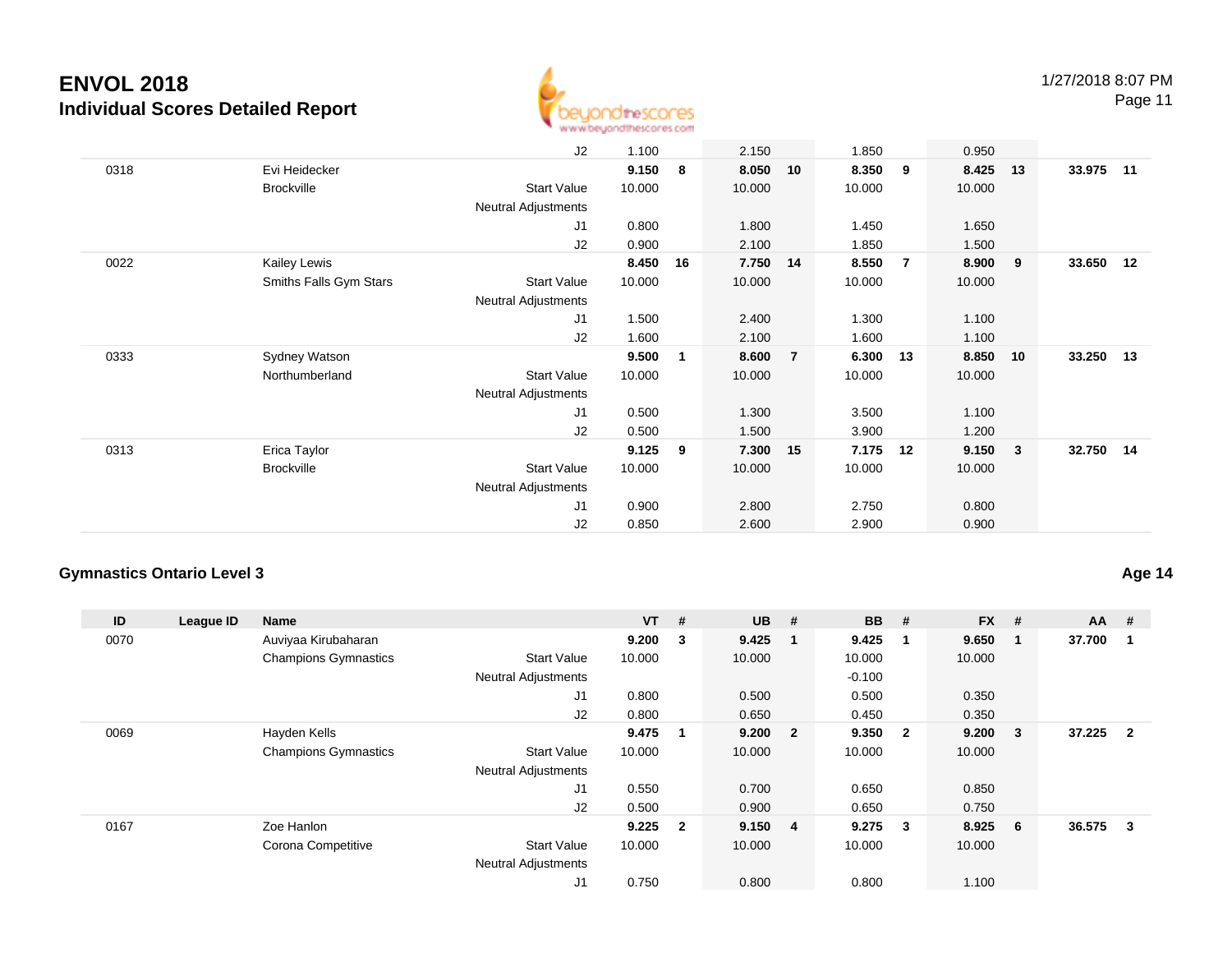# ENVOL 2018

## Individual Scores Detailed Report

| ID | League ID | Name | | VT | # | UB | # | BB | # | FX | # | AA | # |
|---|---|---|---|---|---|---|---|---|---|---|---|---|---|
| | | | J2 | 1.100 | | 2.150 | | 1.850 | | 0.950 | | | |
| 0318 | | Evi Heidecker | | **9.150** | **8** | **8.050** | **10** | **8.350** | **9** | **8.425** | **13** | **33.975** | **11** |
| | | Brockville | Start Value | 10.000 | | 10.000 | | 10.000 | | 10.000 | | | |
| | | | Neutral Adjustments | | | | | | | | | | |
| | | | J1 | 0.800 | | 1.800 | | 1.450 | | 1.650 | | | |
| | | | J2 | 0.900 | | 2.100 | | 1.850 | | 1.500 | | | |
| 0022 | | Kailey Lewis | | **8.450** | **16** | **7.750** | **14** | **8.550** | **7** | **8.900** | **9** | **33.650** | **12** |
| | | Smiths Falls Gym Stars | Start Value | 10.000 | | 10.000 | | 10.000 | | 10.000 | | | |
| | | | Neutral Adjustments | | | | | | | | | | |
| | | | J1 | 1.500 | | 2.400 | | 1.300 | | 1.100 | | | |
| | | | J2 | 1.600 | | 2.100 | | 1.600 | | 1.100 | | | |
| 0333 | | Sydney Watson | | **9.500** | **1** | **8.600** | **7** | **6.300** | **13** | **8.850** | **10** | **33.250** | **13** |
| | | Northumberland | Start Value | 10.000 | | 10.000 | | 10.000 | | 10.000 | | | |
| | | | Neutral Adjustments | | | | | | | | | | |
| | | | J1 | 0.500 | | 1.300 | | 3.500 | | 1.100 | | | |
| | | | J2 | 0.500 | | 1.500 | | 3.900 | | 1.200 | | | |
| 0313 | | Erica Taylor | | **9.125** | **9** | **7.300** | **15** | **7.175** | **12** | **9.150** | **3** | **32.750** | **14** |
| | | Brockville | Start Value | 10.000 | | 10.000 | | 10.000 | | 10.000 | | | |
| | | | Neutral Adjustments | | | | | | | | | | |
| | | | J1 | 0.900 | | 2.800 | | 2.750 | | 0.800 | | | |
| | | | J2 | 0.850 | | 2.600 | | 2.900 | | 0.900 | | | |

### Gymnastics Ontario Level 3

**Age 14**

| ID | League ID | Name | | VT | # | UB | # | BB | # | FX | # | AA | # |
|---|---|---|---|---|---|---|---|---|---|---|---|---|---|
| 0070 | | Auviyaa Kirubaharan | | **9.200** | **3** | **9.425** | **1** | **9.425** | **1** | **9.650** | **1** | **37.700** | **1** |
| | | Champions Gymnastics | Start Value | 10.000 | | 10.000 | | 10.000 | | 10.000 | | | |
| | | | Neutral Adjustments | | | | | -0.100 | | | | | |
| | | | J1 | 0.800 | | 0.500 | | 0.500 | | 0.350 | | | |
| | | | J2 | 0.800 | | 0.650 | | 0.450 | | 0.350 | | | |
| 0069 | | Hayden Kells | | **9.475** | **1** | **9.200** | **2** | **9.350** | **2** | **9.200** | **3** | **37.225** | **2** |
| | | Champions Gymnastics | Start Value | 10.000 | | 10.000 | | 10.000 | | 10.000 | | | |
| | | | Neutral Adjustments | | | | | | | | | | |
| | | | J1 | 0.550 | | 0.700 | | 0.650 | | 0.850 | | | |
| | | | J2 | 0.500 | | 0.900 | | 0.650 | | 0.750 | | | |
| 0167 | | Zoe Hanlon | | **9.225** | **2** | **9.150** | **4** | **9.275** | **3** | **8.925** | **6** | **36.575** | **3** |
| | | Corona Competitive | Start Value | 10.000 | | 10.000 | | 10.000 | | 10.000 | | | |
| | | | Neutral Adjustments | | | | | | | | | | |
| | | | J1 | 0.750 | | 0.800 | | 0.800 | | 1.100 | | | |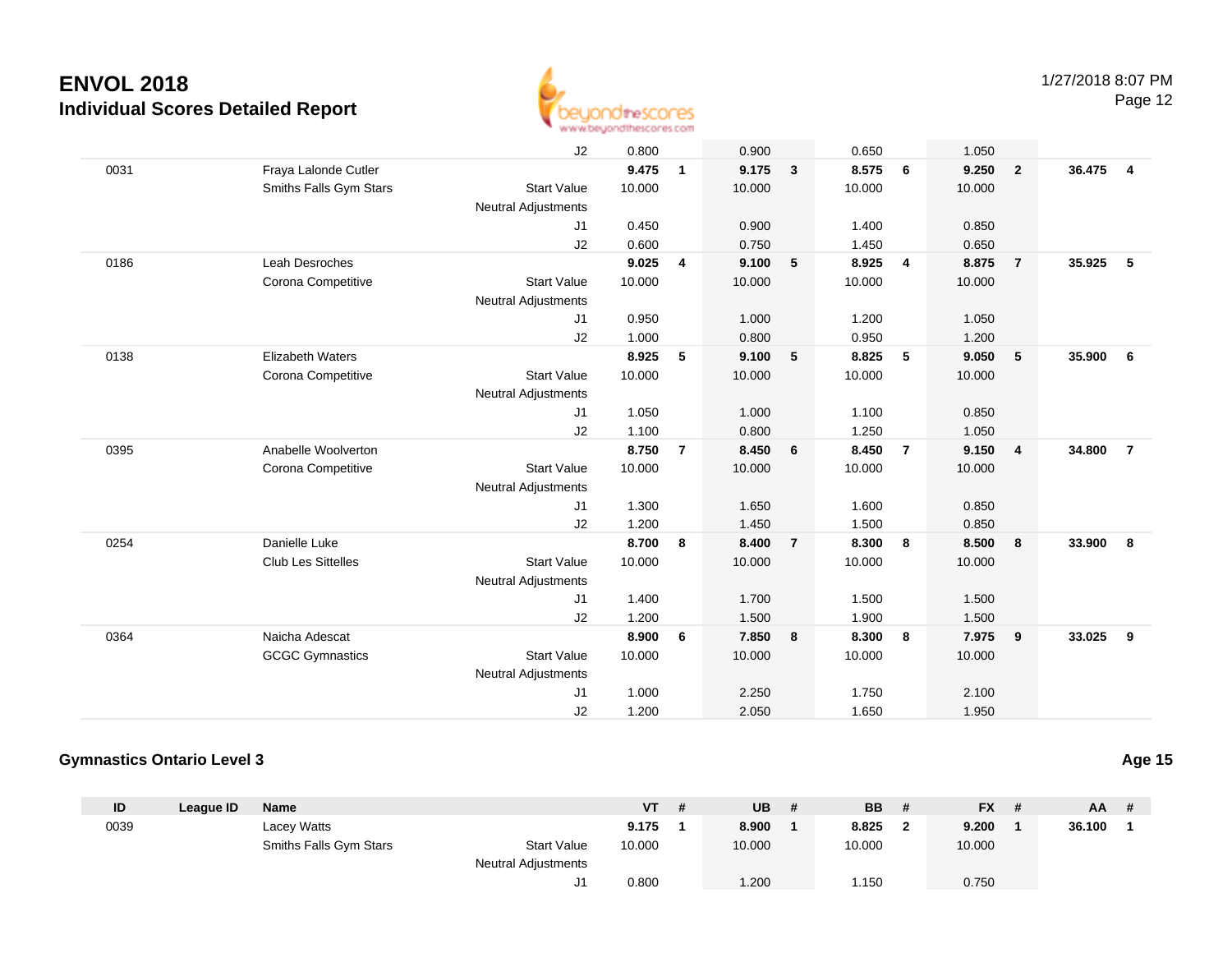# ENVOL 2018
## Individual Scores Detailed Report

1/27/2018 8:07 PM

| ID | League ID | Name | | VT | # | UB | # | BB | # | FX | # | AA | # |
|---|---|---|---|---|---|---|---|---|---|---|---|---|---|
| | | | J2 | 0.800 | | 0.900 | | 0.650 | | 1.050 | | | |
| 0031 | | Fraya Lalonde Cutler | | **9.475** | **1** | **9.175** | **3** | **8.575** | **6** | **9.250** | **2** | **36.475** | **4** |
| | | Smiths Falls Gym Stars | Start Value | 10.000 | | 10.000 | | 10.000 | | 10.000 | | | |
| | | | Neutral Adjustments | | | | | | | | | | |
| | | | J1 | 0.450 | | 0.900 | | 1.400 | | 0.850 | | | |
| | | | J2 | 0.600 | | 0.750 | | 1.450 | | 0.650 | | | |
| 0186 | | Leah Desroches | | **9.025** | **4** | **9.100** | **5** | **8.925** | **4** | **8.875** | **7** | **35.925** | **5** |
| | | Corona Competitive | Start Value | 10.000 | | 10.000 | | 10.000 | | 10.000 | | | |
| | | | Neutral Adjustments | | | | | | | | | | |
| | | | J1 | 0.950 | | 1.000 | | 1.200 | | 1.050 | | | |
| | | | J2 | 1.000 | | 0.800 | | 0.950 | | 1.200 | | | |
| 0138 | | Elizabeth Waters | | **8.925** | **5** | **9.100** | **5** | **8.825** | **5** | **9.050** | **5** | **35.900** | **6** |
| | | Corona Competitive | Start Value | 10.000 | | 10.000 | | 10.000 | | 10.000 | | | |
| | | | Neutral Adjustments | | | | | | | | | | |
| | | | J1 | 1.050 | | 1.000 | | 1.100 | | 0.850 | | | |
| | | | J2 | 1.100 | | 0.800 | | 1.250 | | 1.050 | | | |
| 0395 | | Anabelle Woolverton | | **8.750** | **7** | **8.450** | **6** | **8.450** | **7** | **9.150** | **4** | **34.800** | **7** |
| | | Corona Competitive | Start Value | 10.000 | | 10.000 | | 10.000 | | 10.000 | | | |
| | | | Neutral Adjustments | | | | | | | | | | |
| | | | J1 | 1.300 | | 1.650 | | 1.600 | | 0.850 | | | |
| | | | J2 | 1.200 | | 1.450 | | 1.500 | | 0.850 | | | |
| 0254 | | Danielle Luke | | **8.700** | **8** | **8.400** | **7** | **8.300** | **8** | **8.500** | **8** | **33.900** | **8** |
| | | Club Les Sittelles | Start Value | 10.000 | | 10.000 | | 10.000 | | 10.000 | | | |
| | | | Neutral Adjustments | | | | | | | | | | |
| | | | J1 | 1.400 | | 1.700 | | 1.500 | | 1.500 | | | |
| | | | J2 | 1.200 | | 1.500 | | 1.900 | | 1.500 | | | |
| 0364 | | Naicha Adescat | | **8.900** | **6** | **7.850** | **8** | **8.300** | **8** | **7.975** | **9** | **33.025** | **9** |
| | | GCGC Gymnastics | Start Value | 10.000 | | 10.000 | | 10.000 | | 10.000 | | | |
| | | | Neutral Adjustments | | | | | | | | | | |
| | | | J1 | 1.000 | | 2.250 | | 1.750 | | 2.100 | | | |
| | | | J2 | 1.200 | | 2.050 | | 1.650 | | 1.950 | | | |

### Gymnastics Ontario Level 3

**Age 15**

| ID | League ID | Name | | VT | # | UB | # | BB | # | FX | # | AA | # |
|---|---|---|---|---|---|---|---|---|---|---|---|---|---|
| 0039 | | Lacey Watts | | **9.175** | **1** | **8.900** | **1** | **8.825** | **2** | **9.200** | **1** | **36.100** | **1** |
| | | Smiths Falls Gym Stars | Start Value | 10.000 | | 10.000 | | 10.000 | | 10.000 | | | |
| | | | Neutral Adjustments | | | | | | | | | | |
| | | | J1 | 0.800 | | 1.200 | | 1.150 | | 0.750 | | | |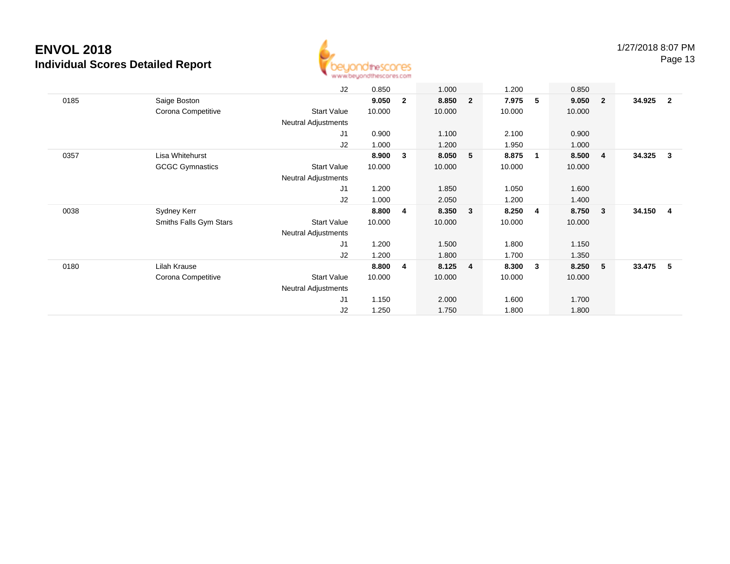# ENVOL 2018

## Individual Scores Detailed Report

1/27/2018 8:07 PM

| | | | | | | | | | | | | |
|---|---|---|---|---|---|---|---|---|---|---|---|---|
| | | J2 | 0.850 | | 1.000 | | 1.200 | | 0.850 | | | |
| 0185 | Saige Boston | | **9.050** | **2** | **8.850** | **2** | **7.975** | **5** | **9.050** | **2** | **34.925** | **2** |
| | Corona Competitive | Start Value | 10.000 | | 10.000 | | 10.000 | | 10.000 | | | |
| | | Neutral Adjustments | | | | | | | | | | |
| | | J1 | 0.900 | | 1.100 | | 2.100 | | 0.900 | | | |
| | | J2 | 1.000 | | 1.200 | | 1.950 | | 1.000 | | | |
| 0357 | Lisa Whitehurst | | **8.900** | **3** | **8.050** | **5** | **8.875** | **1** | **8.500** | **4** | **34.325** | **3** |
| | GCGC Gymnastics | Start Value | 10.000 | | 10.000 | | 10.000 | | 10.000 | | | |
| | | Neutral Adjustments | | | | | | | | | | |
| | | J1 | 1.200 | | 1.850 | | 1.050 | | 1.600 | | | |
| | | J2 | 1.000 | | 2.050 | | 1.200 | | 1.400 | | | |
| 0038 | Sydney Kerr | | **8.800** | **4** | **8.350** | **3** | **8.250** | **4** | **8.750** | **3** | **34.150** | **4** |
| | Smiths Falls Gym Stars | Start Value | 10.000 | | 10.000 | | 10.000 | | 10.000 | | | |
| | | Neutral Adjustments | | | | | | | | | | |
| | | J1 | 1.200 | | 1.500 | | 1.800 | | 1.150 | | | |
| | | J2 | 1.200 | | 1.800 | | 1.700 | | 1.350 | | | |
| 0180 | Lilah Krause | | **8.800** | **4** | **8.125** | **4** | **8.300** | **3** | **8.250** | **5** | **33.475** | **5** |
| | Corona Competitive | Start Value | 10.000 | | 10.000 | | 10.000 | | 10.000 | | | |
| | | Neutral Adjustments | | | | | | | | | | |
| | | J1 | 1.150 | | 2.000 | | 1.600 | | 1.700 | | | |
| | | J2 | 1.250 | | 1.750 | | 1.800 | | 1.800 | | | |